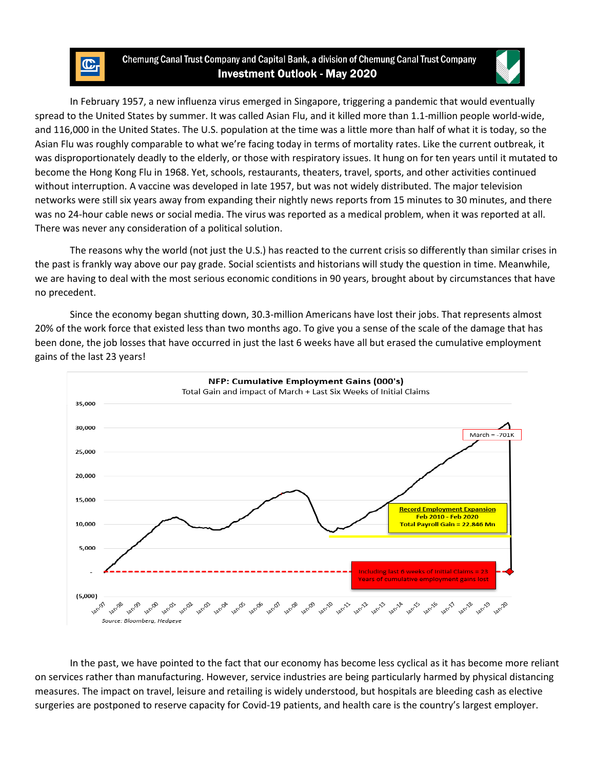# Chemung Canal Trust Company and Capital Bank, a division of Chemung Canal Trust Company

## Investment Outlook - May 2020

In February 1957, a new influenza virus emerged in Singapore, triggering a pandemic that would eventually spread to the United States by summer. It was called Asian Flu, and it killed more than 1.1-million people world-wide, and 116,000 in the United States. The U.S. population at the time was a little more than half of what it is today, so the Asian Flu was roughly comparable to what we're facing today in terms of mortality rates. Like the current outbreak, it was disproportionately deadly to the elderly, or those with respiratory issues. It hung on for ten years until it mutated to become the Hong Kong Flu in 1968. Yet, schools, restaurants, theaters, travel, sports, and other activities continued without interruption. A vaccine was developed in late 1957, but was not widely distributed. The major television networks were still six years away from expanding their nightly news reports from 15 minutes to 30 minutes, and there was no 24-hour cable news or social media. The virus was reported as a medical problem, when it was reported at all. There was never any consideration of a political solution.

The reasons why the world (not just the U.S.) has reacted to the current crisis so differently than similar crises in the past is frankly way above our pay grade. Social scientists and historians will study the question in time. Meanwhile, we are having to deal with the most serious economic conditions in 90 years, brought about by circumstances that have no precedent.

Since the economy began shutting down, 30.3-million Americans have lost their jobs. That represents almost 20% of the work force that existed less than two months ago. To give you a sense of the scale of the damage that has been done, the job losses that have occurred in just the last 6 weeks have all but erased the cumulative employment gains of the last 23 years!

**NFP: Cumulative Employment Gains (000's)**

Total Gain and impact of March + Last Six Weeks of Initial Claims

- March = -701K
- **Record Employment Expansion** — Feb 2010 - Feb 2020 — Total Payroll Gain = 22.846 Mn
- Including last 6 weeks of Initial Claims = 23 Years of cumulative employment gains lost

*Source: Bloomberg, Hedgeye*

In the past, we have pointed to the fact that our economy has become less cyclical as it has become more reliant on services rather than manufacturing. However, service industries are being particularly harmed by physical distancing measures. The impact on travel, leisure and retailing is widely understood, but hospitals are bleeding cash as elective surgeries are postponed to reserve capacity for Covid-19 patients, and health care is the country's largest employer.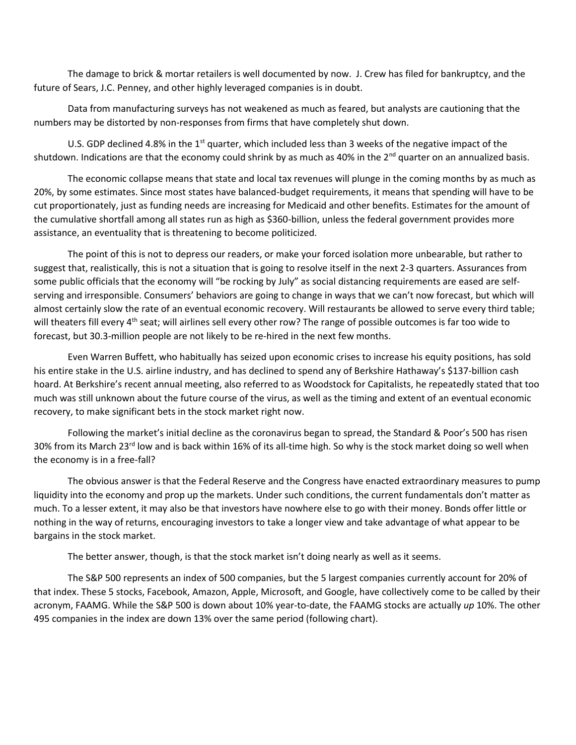The damage to brick & mortar retailers is well documented by now. J. Crew has filed for bankruptcy, and the future of Sears, J.C. Penney, and other highly leveraged companies is in doubt.

Data from manufacturing surveys has not weakened as much as feared, but analysts are cautioning that the numbers may be distorted by non-responses from firms that have completely shut down.

U.S. GDP declined 4.8% in the 1st quarter, which included less than 3 weeks of the negative impact of the shutdown. Indications are that the economy could shrink by as much as 40% in the 2nd quarter on an annualized basis.

The economic collapse means that state and local tax revenues will plunge in the coming months by as much as 20%, by some estimates. Since most states have balanced-budget requirements, it means that spending will have to be cut proportionately, just as funding needs are increasing for Medicaid and other benefits. Estimates for the amount of the cumulative shortfall among all states run as high as $360-billion, unless the federal government provides more assistance, an eventuality that is threatening to become politicized.

The point of this is not to depress our readers, or make your forced isolation more unbearable, but rather to suggest that, realistically, this is not a situation that is going to resolve itself in the next 2-3 quarters. Assurances from some public officials that the economy will "be rocking by July" as social distancing requirements are eased are self-serving and irresponsible. Consumers' behaviors are going to change in ways that we can't now forecast, but which will almost certainly slow the rate of an eventual economic recovery. Will restaurants be allowed to serve every third table; will theaters fill every 4th seat; will airlines sell every other row? The range of possible outcomes is far too wide to forecast, but 30.3-million people are not likely to be re-hired in the next few months.

Even Warren Buffett, who habitually has seized upon economic crises to increase his equity positions, has sold his entire stake in the U.S. airline industry, and has declined to spend any of Berkshire Hathaway's $137-billion cash hoard. At Berkshire's recent annual meeting, also referred to as Woodstock for Capitalists, he repeatedly stated that too much was still unknown about the future course of the virus, as well as the timing and extent of an eventual economic recovery, to make significant bets in the stock market right now.

Following the market's initial decline as the coronavirus began to spread, the Standard & Poor's 500 has risen 30% from its March 23rd low and is back within 16% of its all-time high. So why is the stock market doing so well when the economy is in a free-fall?

The obvious answer is that the Federal Reserve and the Congress have enacted extraordinary measures to pump liquidity into the economy and prop up the markets. Under such conditions, the current fundamentals don't matter as much. To a lesser extent, it may also be that investors have nowhere else to go with their money. Bonds offer little or nothing in the way of returns, encouraging investors to take a longer view and take advantage of what appear to be bargains in the stock market.

The better answer, though, is that the stock market isn't doing nearly as well as it seems.

The S&P 500 represents an index of 500 companies, but the 5 largest companies currently account for 20% of that index. These 5 stocks, Facebook, Amazon, Apple, Microsoft, and Google, have collectively come to be called by their acronym, FAAMG. While the S&P 500 is down about 10% year-to-date, the FAAMG stocks are actually *up* 10%. The other 495 companies in the index are down 13% over the same period (following chart).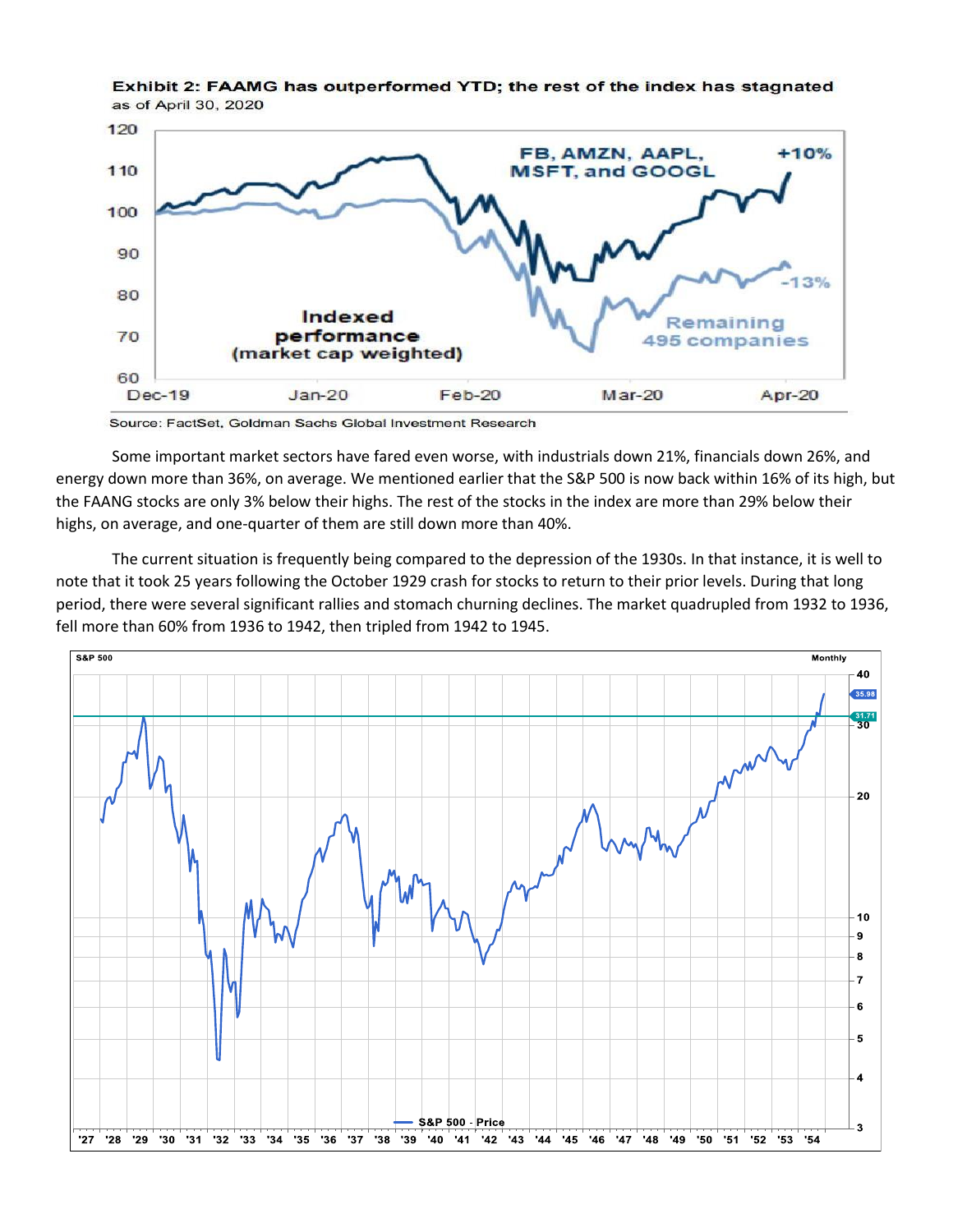**Exhibit 2: FAAMG has outperformed YTD; the rest of the index has stagnated**
as of April 30, 2020

Source: FactSet, Goldman Sachs Global Investment Research

Some important market sectors have fared even worse, with industrials down 21%, financials down 26%, and energy down more than 36%, on average. We mentioned earlier that the S&P 500 is now back within 16% of its high, but the FAANG stocks are only 3% below their highs. The rest of the stocks in the index are more than 29% below their highs, on average, and one-quarter of them are still down more than 40%.

The current situation is frequently being compared to the depression of the 1930s. In that instance, it is well to note that it took 25 years following the October 1929 crash for stocks to return to their prior levels. During that long period, there were several significant rallies and stomach churning declines. The market quadrupled from 1932 to 1936, fell more than 60% from 1936 to 1942, then tripled from 1942 to 1945.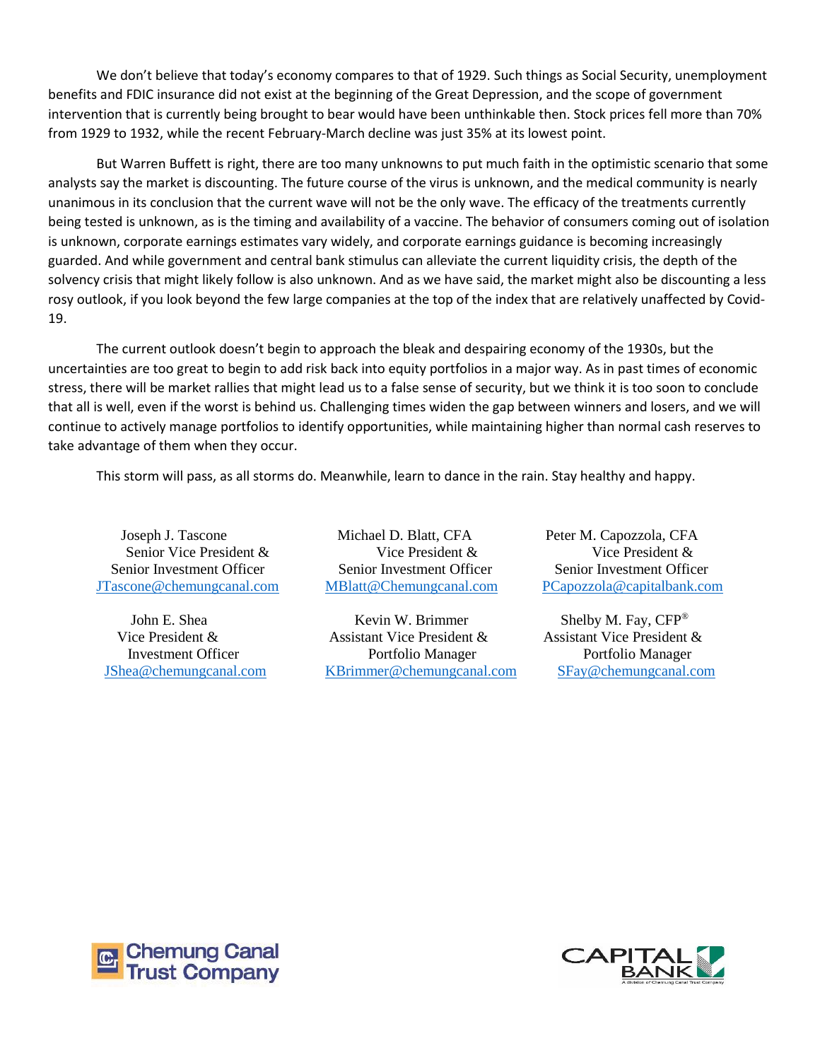We don't believe that today's economy compares to that of 1929. Such things as Social Security, unemployment benefits and FDIC insurance did not exist at the beginning of the Great Depression, and the scope of government intervention that is currently being brought to bear would have been unthinkable then. Stock prices fell more than 70% from 1929 to 1932, while the recent February-March decline was just 35% at its lowest point.

But Warren Buffett is right, there are too many unknowns to put much faith in the optimistic scenario that some analysts say the market is discounting. The future course of the virus is unknown, and the medical community is nearly unanimous in its conclusion that the current wave will not be the only wave. The efficacy of the treatments currently being tested is unknown, as is the timing and availability of a vaccine. The behavior of consumers coming out of isolation is unknown, corporate earnings estimates vary widely, and corporate earnings guidance is becoming increasingly guarded. And while government and central bank stimulus can alleviate the current liquidity crisis, the depth of the solvency crisis that might likely follow is also unknown. And as we have said, the market might also be discounting a less rosy outlook, if you look beyond the few large companies at the top of the index that are relatively unaffected by Covid-19.

The current outlook doesn't begin to approach the bleak and despairing economy of the 1930s, but the uncertainties are too great to begin to add risk back into equity portfolios in a major way. As in past times of economic stress, there will be market rallies that might lead us to a false sense of security, but we think it is too soon to conclude that all is well, even if the worst is behind us. Challenging times widen the gap between winners and losers, and we will continue to actively manage portfolios to identify opportunities, while maintaining higher than normal cash reserves to take advantage of them when they occur.

This storm will pass, as all storms do. Meanwhile, learn to dance in the rain. Stay healthy and happy.

Joseph J. Tascone
Senior Vice President &
Senior Investment Officer
JTascone@chemungcanal.com

Michael D. Blatt, CFA
Vice President &
Senior Investment Officer
MBlatt@Chemungcanal.com

Peter M. Capozzola, CFA
Vice President &
Senior Investment Officer
PCapozzola@capitalbank.com

John E. Shea
Vice President &
Investment Officer
JShea@chemungcanal.com

Kevin W. Brimmer
Assistant Vice President &
Portfolio Manager
KBrimmer@chemungcanal.com

Shelby M. Fay, CFP®
Assistant Vice President &
Portfolio Manager
SFay@chemungcanal.com

Chemung Canal Trust Company

CAPITAL BANK
A division of Chemung Canal Trust Company